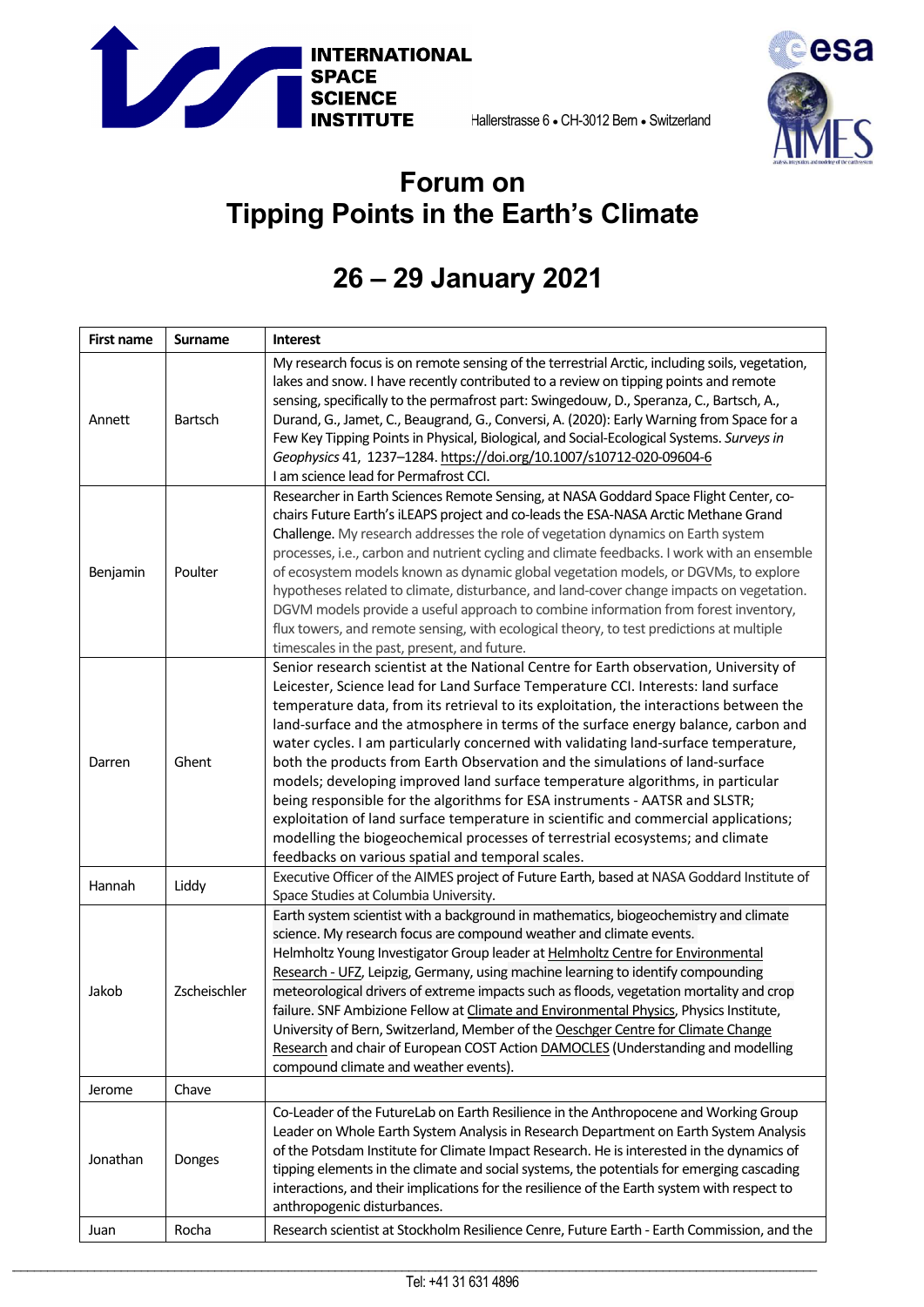INTERNATIONAL SPACE SCIENCE INSTITUTE

Hallerstrasse 6 • CH-3012 Bern • Switzerland

# Forum on Tipping Points in the Earth's Climate

## 26 – 29 January 2021

| First name | Surname | Interest |
|---|---|---|
| Annett | Bartsch | My research focus is on remote sensing of the terrestrial Arctic, including soils, vegetation, lakes and snow. I have recently contributed to a review on tipping points and remote sensing, specifically to the permafrost part: Swingedouw, D., Speranza, C., Bartsch, A., Durand, G., Jamet, C., Beaugrand, G., Conversi, A. (2020): Early Warning from Space for a Few Key Tipping Points in Physical, Biological, and Social-Ecological Systems. *Surveys in Geophysics* 41, 1237–1284. https://doi.org/10.1007/s10712-020-09604-6 I am science lead for Permafrost CCI. |
| Benjamin | Poulter | Researcher in Earth Sciences Remote Sensing, at NASA Goddard Space Flight Center, co-chairs Future Earth's iLEAPS project and co-leads the ESA-NASA Arctic Methane Grand Challenge. My research addresses the role of vegetation dynamics on Earth system processes, i.e., carbon and nutrient cycling and climate feedbacks. I work with an ensemble of ecosystem models known as dynamic global vegetation models, or DGVMs, to explore hypotheses related to climate, disturbance, and land-cover change impacts on vegetation. DGVM models provide a useful approach to combine information from forest inventory, flux towers, and remote sensing, with ecological theory, to test predictions at multiple timescales in the past, present, and future. |
| Darren | Ghent | Senior research scientist at the National Centre for Earth observation, University of Leicester, Science lead for Land Surface Temperature CCI. Interests: land surface temperature data, from its retrieval to its exploitation, the interactions between the land-surface and the atmosphere in terms of the surface energy balance, carbon and water cycles. I am particularly concerned with validating land-surface temperature, both the products from Earth Observation and the simulations of land-surface models; developing improved land surface temperature algorithms, in particular being responsible for the algorithms for ESA instruments - AATSR and SLSTR; exploitation of land surface temperature in scientific and commercial applications; modelling the biogeochemical processes of terrestrial ecosystems; and climate feedbacks on various spatial and temporal scales. |
| Hannah | Liddy | Executive Officer of the AIMES project of Future Earth, based at NASA Goddard Institute of Space Studies at Columbia University. |
| Jakob | Zscheischler | Earth system scientist with a background in mathematics, biogeochemistry and climate science. My research focus are compound weather and climate events. Helmholtz Young Investigator Group leader at Helmholtz Centre for Environmental Research - UFZ, Leipzig, Germany, using machine learning to identify compounding meteorological drivers of extreme impacts such as floods, vegetation mortality and crop failure. SNF Ambizione Fellow at Climate and Environmental Physics, Physics Institute, University of Bern, Switzerland, Member of the Oeschger Centre for Climate Change Research and chair of European COST Action DAMOCLES (Understanding and modelling compound climate and weather events). |
| Jerome | Chave | |
| Jonathan | Donges | Co-Leader of the FutureLab on Earth Resilience in the Anthropocene and Working Group Leader on Whole Earth System Analysis in Research Department on Earth System Analysis of the Potsdam Institute for Climate Impact Research. He is interested in the dynamics of tipping elements in the climate and social systems, the potentials for emerging cascading interactions, and their implications for the resilience of the Earth system with respect to anthropogenic disturbances. |
| Juan | Rocha | Research scientist at Stockholm Resilience Cenre, Future Earth - Earth Commission, and the |

Tel: +41 31 631 4896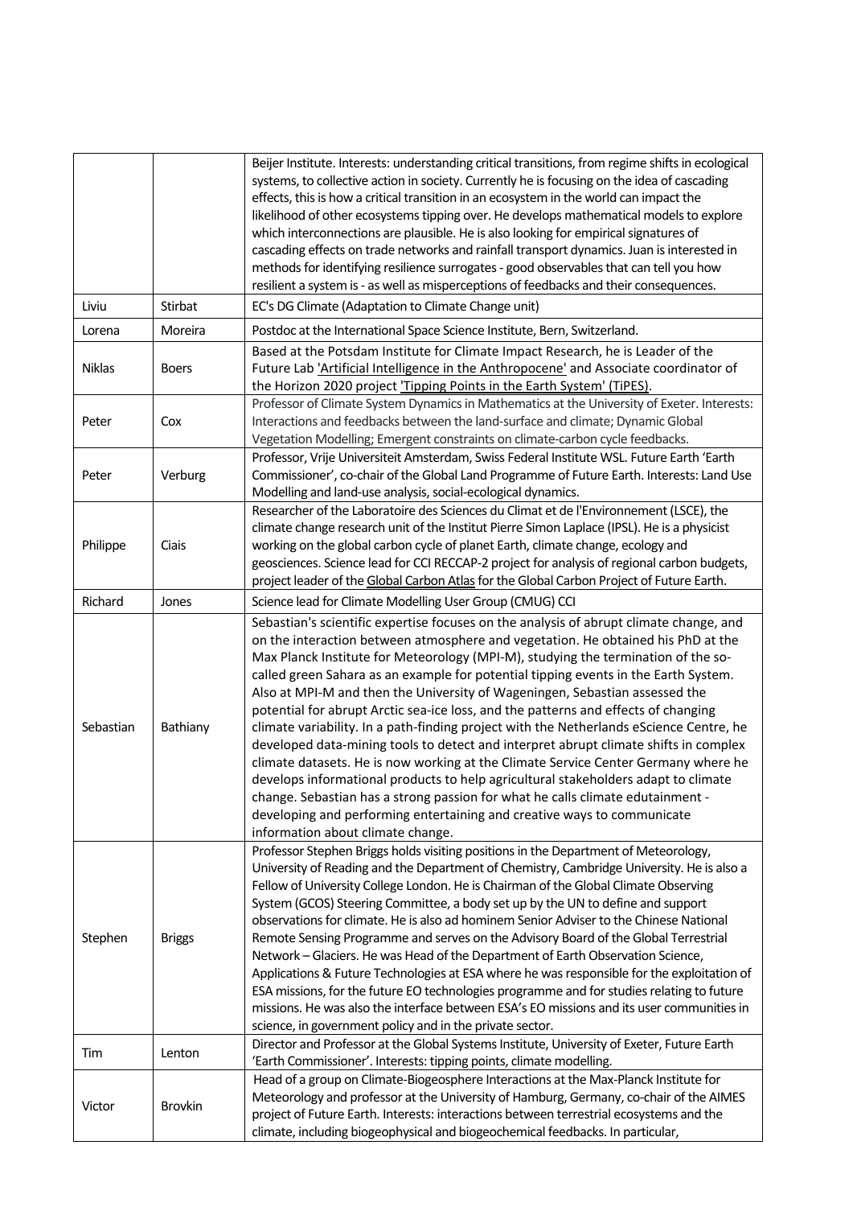| | | |
|---|---|---|
| | | Beijer Institute. Interests: understanding critical transitions, from regime shifts in ecological systems, to collective action in society. Currently he is focusing on the idea of cascading effects, this is how a critical transition in an ecosystem in the world can impact the likelihood of other ecosystems tipping over. He develops mathematical models to explore which interconnections are plausible. He is also looking for empirical signatures of cascading effects on trade networks and rainfall transport dynamics. Juan is interested in methods for identifying resilience surrogates - good observables that can tell you how resilient a system is - as well as misperceptions of feedbacks and their consequences. |
| Liviu | Stirbat | EC's DG Climate (Adaptation to Climate Change unit) |
| Lorena | Moreira | Postdoc at the International Space Science Institute, Bern, Switzerland. |
| Niklas | Boers | Based at the Potsdam Institute for Climate Impact Research, he is Leader of the Future Lab 'Artificial Intelligence in the Anthropocene' and Associate coordinator of the Horizon 2020 project 'Tipping Points in the Earth System' (TiPES). |
| Peter | Cox | Professor of Climate System Dynamics in Mathematics at the University of Exeter. Interests: Interactions and feedbacks between the land-surface and climate; Dynamic Global Vegetation Modelling; Emergent constraints on climate-carbon cycle feedbacks. |
| Peter | Verburg | Professor, Vrije Universiteit Amsterdam, Swiss Federal Institute WSL. Future Earth 'Earth Commissioner', co-chair of the Global Land Programme of Future Earth. Interests: Land Use Modelling and land-use analysis, social-ecological dynamics. |
| Philippe | Ciais | Researcher of the Laboratoire des Sciences du Climat et de l'Environnement (LSCE), the climate change research unit of the Institut Pierre Simon Laplace (IPSL). He is a physicist working on the global carbon cycle of planet Earth, climate change, ecology and geosciences. Science lead for CCI RECCAP-2 project for analysis of regional carbon budgets, project leader of the Global Carbon Atlas for the Global Carbon Project of Future Earth. |
| Richard | Jones | Science lead for Climate Modelling User Group (CMUG) CCI |
| Sebastian | Bathiany | Sebastian's scientific expertise focuses on the analysis of abrupt climate change, and on the interaction between atmosphere and vegetation. He obtained his PhD at the Max Planck Institute for Meteorology (MPI-M), studying the termination of the so-called green Sahara as an example for potential tipping events in the Earth System. Also at MPI-M and then the University of Wageningen, Sebastian assessed the potential for abrupt Arctic sea-ice loss, and the patterns and effects of changing climate variability. In a path-finding project with the Netherlands eScience Centre, he developed data-mining tools to detect and interpret abrupt climate shifts in complex climate datasets. He is now working at the Climate Service Center Germany where he develops informational products to help agricultural stakeholders adapt to climate change. Sebastian has a strong passion for what he calls climate edutainment - developing and performing entertaining and creative ways to communicate information about climate change. |
| Stephen | Briggs | Professor Stephen Briggs holds visiting positions in the Department of Meteorology, University of Reading and the Department of Chemistry, Cambridge University. He is also a Fellow of University College London. He is Chairman of the Global Climate Observing System (GCOS) Steering Committee, a body set up by the UN to define and support observations for climate. He is also ad hominem Senior Adviser to the Chinese National Remote Sensing Programme and serves on the Advisory Board of the Global Terrestrial Network – Glaciers. He was Head of the Department of Earth Observation Science, Applications & Future Technologies at ESA where he was responsible for the exploitation of ESA missions, for the future EO technologies programme and for studies relating to future missions. He was also the interface between ESA's EO missions and its user communities in science, in government policy and in the private sector. |
| Tim | Lenton | Director and Professor at the Global Systems Institute, University of Exeter, Future Earth 'Earth Commissioner'. Interests: tipping points, climate modelling. |
| Victor | Brovkin | Head of a group on Climate-Biogeosphere Interactions at the Max-Planck Institute for Meteorology and professor at the University of Hamburg, Germany, co-chair of the AIMES project of Future Earth. Interests: interactions between terrestrial ecosystems and the climate, including biogeophysical and biogeochemical feedbacks. In particular, |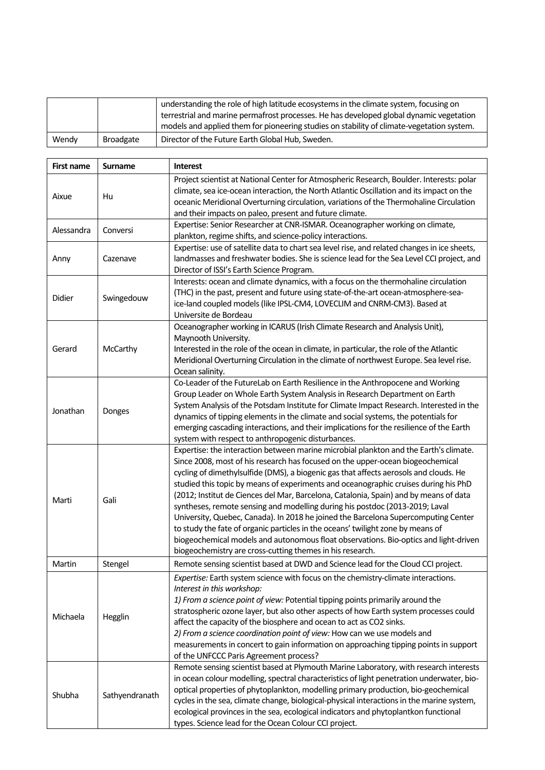| | | |
|---|---|---|
| | | understanding the role of high latitude ecosystems in the climate system, focusing on terrestrial and marine permafrost processes. He has developed global dynamic vegetation models and applied them for pioneering studies on stability of climate-vegetation system. |
| Wendy | Broadgate | Director of the Future Earth Global Hub, Sweden. |

| First name | Surname | Interest |
|---|---|---|
| Aixue | Hu | Project scientist at National Center for Atmospheric Research, Boulder. Interests: polar climate, sea ice-ocean interaction, the North Atlantic Oscillation and its impact on the oceanic Meridional Overturning circulation, variations of the Thermohaline Circulation and their impacts on paleo, present and future climate. |
| Alessandra | Conversi | Expertise: Senior Researcher at CNR-ISMAR. Oceanographer working on climate, plankton, regime shifts, and science-policy interactions. |
| Anny | Cazenave | Expertise: use of satellite data to chart sea level rise, and related changes in ice sheets, landmasses and freshwater bodies. She is science lead for the Sea Level CCI project, and Director of ISSI's Earth Science Program. |
| Didier | Swingedouw | Interests: ocean and climate dynamics, with a focus on the thermohaline circulation (THC) in the past, present and future using state-of-the-art ocean-atmosphere-sea-ice-land coupled models (like IPSL-CM4, LOVECLIM and CNRM-CM3). Based at Universite de Bordeau |
| Gerard | McCarthy | Oceanographer working in ICARUS (Irish Climate Research and Analysis Unit), Maynooth University. Interested in the role of the ocean in climate, in particular, the role of the Atlantic Meridional Overturning Circulation in the climate of northwest Europe. Sea level rise. Ocean salinity. |
| Jonathan | Donges | Co-Leader of the FutureLab on Earth Resilience in the Anthropocene and Working Group Leader on Whole Earth System Analysis in Research Department on Earth System Analysis of the Potsdam Institute for Climate Impact Research. Interested in the dynamics of tipping elements in the climate and social systems, the potentials for emerging cascading interactions, and their implications for the resilience of the Earth system with respect to anthropogenic disturbances. |
| Marti | Gali | Expertise: the interaction between marine microbial plankton and the Earth's climate. Since 2008, most of his research has focused on the upper-ocean biogeochemical cycling of dimethylsulfide (DMS), a biogenic gas that affects aerosols and clouds. He studied this topic by means of experiments and oceanographic cruises during his PhD (2012; Institut de Ciences del Mar, Barcelona, Catalonia, Spain) and by means of data syntheses, remote sensing and modelling during his postdoc (2013-2019; Laval University, Quebec, Canada). In 2018 he joined the Barcelona Supercomputing Center to study the fate of organic particles in the oceans' twilight zone by means of biogeochemical models and autonomous float observations. Bio-optics and light-driven biogeochemistry are cross-cutting themes in his research. |
| Martin | Stengel | Remote sensing scientist based at DWD and Science lead for the Cloud CCI project. |
| Michaela | Hegglin | *Expertise:* Earth system science with focus on the chemistry-climate interactions. *Interest in this workshop:* 1) *From a science point of view:* Potential tipping points primarily around the stratospheric ozone layer, but also other aspects of how Earth system processes could affect the capacity of the biosphere and ocean to act as CO2 sinks. 2) *From a science coordination point of view:* How can we use models and measurements in concert to gain information on approaching tipping points in support of the UNFCCC Paris Agreement process? |
| Shubha | Sathyendranath | Remote sensing scientist based at Plymouth Marine Laboratory, with research interests in ocean colour modelling, spectral characteristics of light penetration underwater, bio-optical properties of phytoplankton, modelling primary production, bio-geochemical cycles in the sea, climate change, biological-physical interactions in the marine system, ecological provinces in the sea, ecological indicators and phytoplankton functional types. Science lead for the Ocean Colour CCI project. |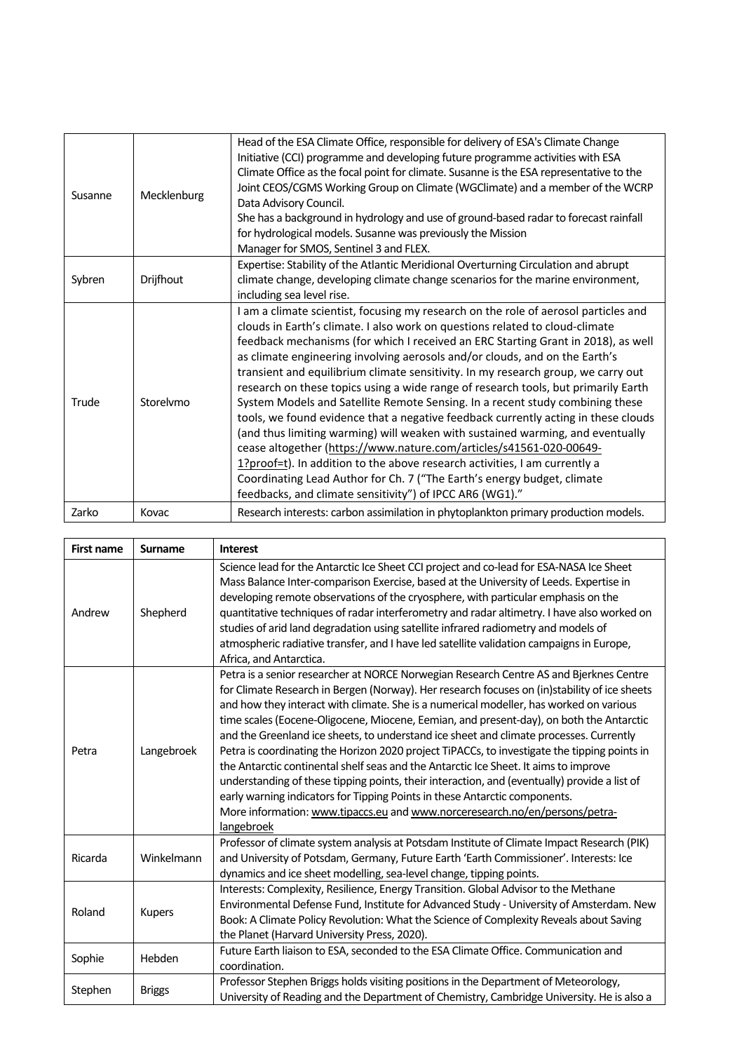| | | |
|---|---|---|
| Susanne | Mecklenburg | Head of the ESA Climate Office, responsible for delivery of ESA's Climate Change Initiative (CCI) programme and developing future programme activities with ESA Climate Office as the focal point for climate. Susanne is the ESA representative to the Joint CEOS/CGMS Working Group on Climate (WGClimate) and a member of the WCRP Data Advisory Council.<br>She has a background in hydrology and use of ground-based radar to forecast rainfall for hydrological models. Susanne was previously the Mission Manager for SMOS, Sentinel 3 and FLEX. |
| Sybren | Drijfhout | Expertise: Stability of the Atlantic Meridional Overturning Circulation and abrupt climate change, developing climate change scenarios for the marine environment, including sea level rise. |
| Trude | Storelvmo | I am a climate scientist, focusing my research on the role of aerosol particles and clouds in Earth's climate. I also work on questions related to cloud-climate feedback mechanisms (for which I received an ERC Starting Grant in 2018), as well as climate engineering involving aerosols and/or clouds, and on the Earth's transient and equilibrium climate sensitivity. In my research group, we carry out research on these topics using a wide range of research tools, but primarily Earth System Models and Satellite Remote Sensing. In a recent study combining these tools, we found evidence that a negative feedback currently acting in these clouds (and thus limiting warming) will weaken with sustained warming, and eventually cease altogether (https://www.nature.com/articles/s41561-020-00649-1?proof=t). In addition to the above research activities, I am currently a Coordinating Lead Author for Ch. 7 ("The Earth's energy budget, climate feedbacks, and climate sensitivity") of IPCC AR6 (WG1)." |
| Zarko | Kovac | Research interests: carbon assimilation in phytoplankton primary production models. |

| First name | Surname | Interest |
|---|---|---|
| Andrew | Shepherd | Science lead for the Antarctic Ice Sheet CCI project and co-lead for ESA-NASA Ice Sheet Mass Balance Inter-comparison Exercise, based at the University of Leeds. Expertise in developing remote observations of the cryosphere, with particular emphasis on the quantitative techniques of radar interferometry and radar altimetry. I have also worked on studies of arid land degradation using satellite infrared radiometry and models of atmospheric radiative transfer, and I have led satellite validation campaigns in Europe, Africa, and Antarctica. |
| Petra | Langebroek | Petra is a senior researcher at NORCE Norwegian Research Centre AS and Bjerknes Centre for Climate Research in Bergen (Norway). Her research focuses on (in)stability of ice sheets and how they interact with climate. She is a numerical modeller, has worked on various time scales (Eocene-Oligocene, Miocene, Eemian, and present-day), on both the Antarctic and the Greenland ice sheets, to understand ice sheet and climate processes. Currently Petra is coordinating the Horizon 2020 project TiPACCs, to investigate the tipping points in the Antarctic continental shelf seas and the Antarctic Ice Sheet. It aims to improve understanding of these tipping points, their interaction, and (eventually) provide a list of early warning indicators for Tipping Points in these Antarctic components.<br>More information: www.tipaccs.eu and www.norceresearch.no/en/persons/petra-langebroek |
| Ricarda | Winkelmann | Professor of climate system analysis at Potsdam Institute of Climate Impact Research (PIK) and University of Potsdam, Germany, Future Earth 'Earth Commissioner'. Interests: Ice dynamics and ice sheet modelling, sea-level change, tipping points. |
| Roland | Kupers | Interests: Complexity, Resilience, Energy Transition. Global Advisor to the Methane Environmental Defense Fund, Institute for Advanced Study - University of Amsterdam. New Book: A Climate Policy Revolution: What the Science of Complexity Reveals about Saving the Planet (Harvard University Press, 2020). |
| Sophie | Hebden | Future Earth liaison to ESA, seconded to the ESA Climate Office. Communication and coordination. |
| Stephen | Briggs | Professor Stephen Briggs holds visiting positions in the Department of Meteorology, University of Reading and the Department of Chemistry, Cambridge University. He is also a |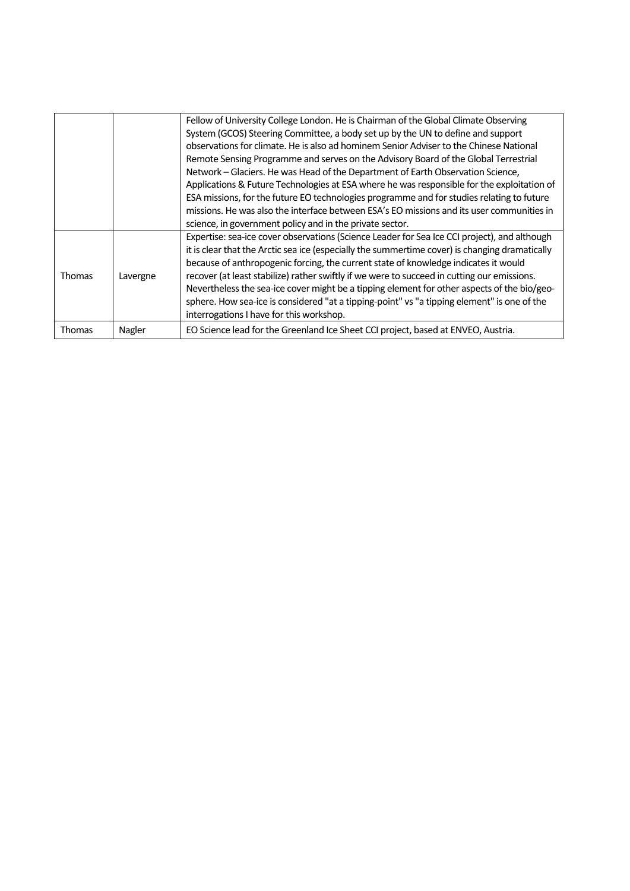| | | |
|---|---|---|
| | | Fellow of University College London. He is Chairman of the Global Climate Observing System (GCOS) Steering Committee, a body set up by the UN to define and support observations for climate. He is also ad hominem Senior Adviser to the Chinese National Remote Sensing Programme and serves on the Advisory Board of the Global Terrestrial Network – Glaciers. He was Head of the Department of Earth Observation Science, Applications & Future Technologies at ESA where he was responsible for the exploitation of ESA missions, for the future EO technologies programme and for studies relating to future missions. He was also the interface between ESA's EO missions and its user communities in science, in government policy and in the private sector. |
| Thomas | Lavergne | Expertise: sea-ice cover observations (Science Leader for Sea Ice CCI project), and although it is clear that the Arctic sea ice (especially the summertime cover) is changing dramatically because of anthropogenic forcing, the current state of knowledge indicates it would recover (at least stabilize) rather swiftly if we were to succeed in cutting our emissions. Nevertheless the sea-ice cover might be a tipping element for other aspects of the bio/geo-sphere. How sea-ice is considered "at a tipping-point" vs "a tipping element" is one of the interrogations I have for this workshop. |
| Thomas | Nagler | EO Science lead for the Greenland Ice Sheet CCI project, based at ENVEO, Austria. |